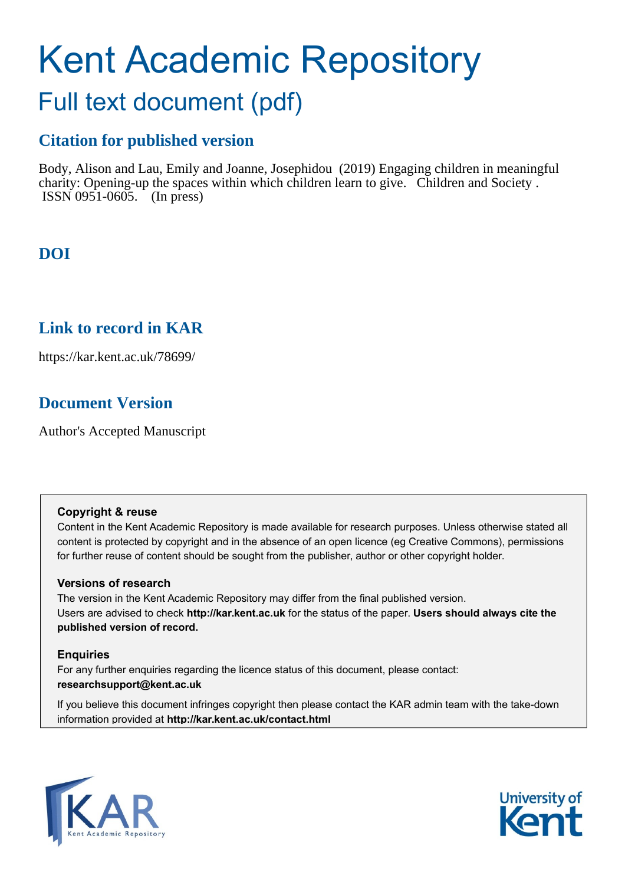# Kent Academic Repository

## Full text document (pdf)

### Citation for published version

Body, Alison and Lau, Emily and Joanne, Josephidou (2019) Engaging children in meaningful charity: Opening-up the spaces within which children learn to give. Children and Society . ISSN 0951-0605. (In press)

### DOI

### Link to record in KAR

https://kar.kent.ac.uk/78699/

### Document Version

Author's Accepted Manuscript

**Copyright & reuse**

Content in the Kent Academic Repository is made available for research purposes. Unless otherwise stated all content is protected by copyright and in the absence of an open licence (eg Creative Commons), permissions for further reuse of content should be sought from the publisher, author or other copyright holder.

**Versions of research**

The version in the Kent Academic Repository may differ from the final published version. Users are advised to check **http://kar.kent.ac.uk** for the status of the paper. **Users should always cite the published version of record.**

**Enquiries**

For any further enquiries regarding the licence status of this document, please contact: **researchsupport@kent.ac.uk**

If you believe this document infringes copyright then please contact the KAR admin team with the take-down information provided at **http://kar.kent.ac.uk/contact.html**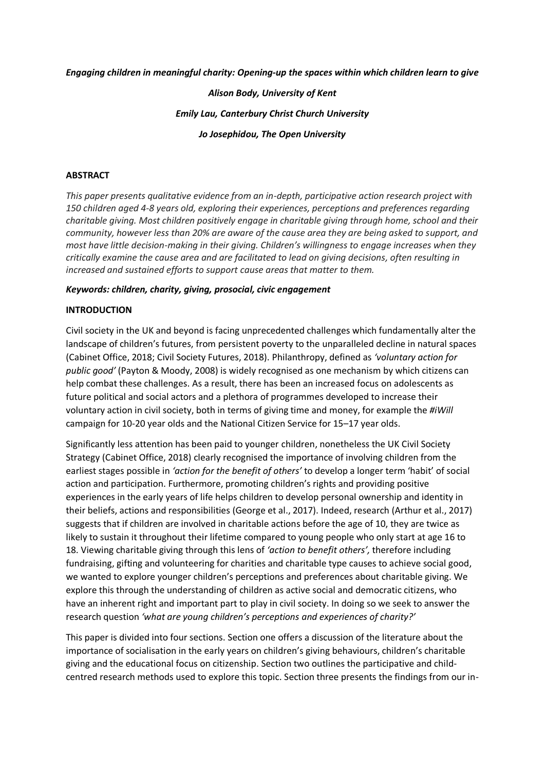***Engaging children in meaningful charity: Opening-up the spaces within which children learn to give***

***Alison Body, University of Kent***

***Emily Lau, Canterbury Christ Church University***

***Jo Josephidou, The Open University***

**ABSTRACT**

*This paper presents qualitative evidence from an in-depth, participative action research project with 150 children aged 4-8 years old, exploring their experiences, perceptions and preferences regarding charitable giving. Most children positively engage in charitable giving through home, school and their community, however less than 20% are aware of the cause area they are being asked to support, and most have little decision-making in their giving. Children's willingness to engage increases when they critically examine the cause area and are facilitated to lead on giving decisions, often resulting in increased and sustained efforts to support cause areas that matter to them.*

***Keywords: children, charity, giving, prosocial, civic engagement***

**INTRODUCTION**

Civil society in the UK and beyond is facing unprecedented challenges which fundamentally alter the landscape of children's futures, from persistent poverty to the unparalleled decline in natural spaces (Cabinet Office, 2018; Civil Society Futures, 2018). Philanthropy, defined as *'voluntary action for public good'* (Payton & Moody, 2008) is widely recognised as one mechanism by which citizens can help combat these challenges. As a result, there has been an increased focus on adolescents as future political and social actors and a plethora of programmes developed to increase their voluntary action in civil society, both in terms of giving time and money, for example the *#iWill* campaign for 10-20 year olds and the National Citizen Service for 15–17 year olds.

Significantly less attention has been paid to younger children, nonetheless the UK Civil Society Strategy (Cabinet Office, 2018) clearly recognised the importance of involving children from the earliest stages possible in *'action for the benefit of others'* to develop a longer term 'habit' of social action and participation. Furthermore, promoting children's rights and providing positive experiences in the early years of life helps children to develop personal ownership and identity in their beliefs, actions and responsibilities (George et al., 2017). Indeed, research (Arthur et al., 2017) suggests that if children are involved in charitable actions before the age of 10, they are twice as likely to sustain it throughout their lifetime compared to young people who only start at age 16 to 18. Viewing charitable giving through this lens of *'action to benefit others',* therefore including fundraising, gifting and volunteering for charities and charitable type causes to achieve social good, we wanted to explore younger children's perceptions and preferences about charitable giving. We explore this through the understanding of children as active social and democratic citizens, who have an inherent right and important part to play in civil society. In doing so we seek to answer the research question *'what are young children's perceptions and experiences of charity?'*

This paper is divided into four sections. Section one offers a discussion of the literature about the importance of socialisation in the early years on children's giving behaviours, children's charitable giving and the educational focus on citizenship. Section two outlines the participative and child-centred research methods used to explore this topic. Section three presents the findings from our in-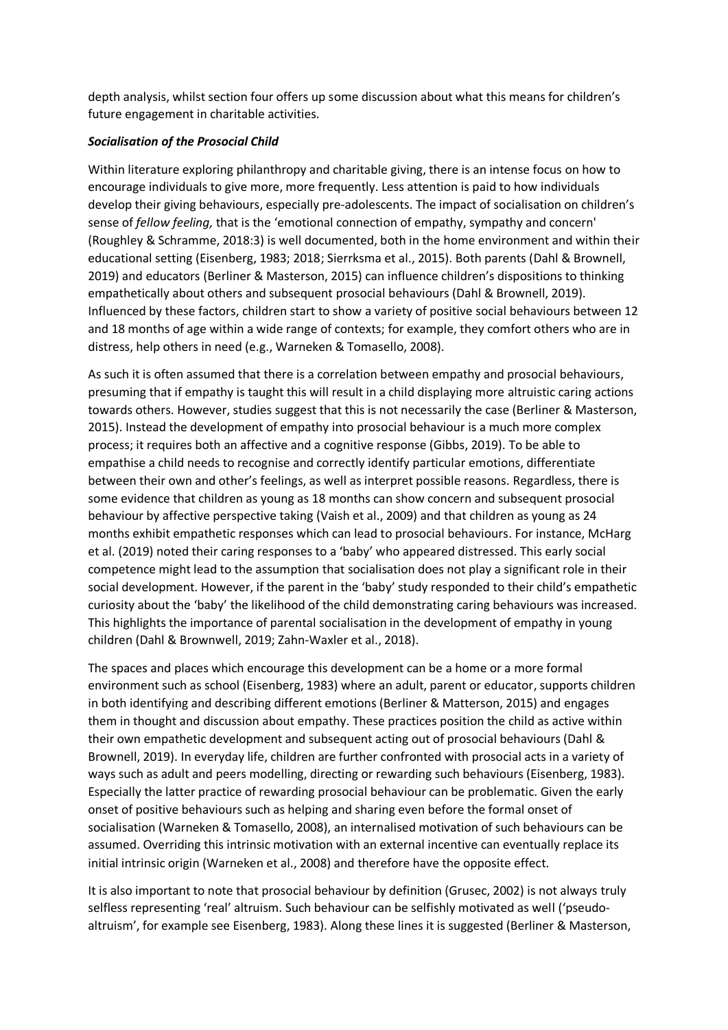depth analysis, whilst section four offers up some discussion about what this means for children's future engagement in charitable activities.

### ***Socialisation of the Prosocial Child***

Within literature exploring philanthropy and charitable giving, there is an intense focus on how to encourage individuals to give more, more frequently. Less attention is paid to how individuals develop their giving behaviours, especially pre-adolescents. The impact of socialisation on children's sense of *fellow feeling,* that is the 'emotional connection of empathy, sympathy and concern' (Roughley & Schramme, 2018:3) is well documented, both in the home environment and within their educational setting (Eisenberg, 1983; 2018; Sierrksma et al., 2015). Both parents (Dahl & Brownell, 2019) and educators (Berliner & Masterson, 2015) can influence children's dispositions to thinking empathetically about others and subsequent prosocial behaviours (Dahl & Brownell, 2019). Influenced by these factors, children start to show a variety of positive social behaviours between 12 and 18 months of age within a wide range of contexts; for example, they comfort others who are in distress, help others in need (e.g., Warneken & Tomasello, 2008).

As such it is often assumed that there is a correlation between empathy and prosocial behaviours, presuming that if empathy is taught this will result in a child displaying more altruistic caring actions towards others. However, studies suggest that this is not necessarily the case (Berliner & Masterson, 2015). Instead the development of empathy into prosocial behaviour is a much more complex process; it requires both an affective and a cognitive response (Gibbs, 2019). To be able to empathise a child needs to recognise and correctly identify particular emotions, differentiate between their own and other's feelings, as well as interpret possible reasons. Regardless, there is some evidence that children as young as 18 months can show concern and subsequent prosocial behaviour by affective perspective taking (Vaish et al., 2009) and that children as young as 24 months exhibit empathetic responses which can lead to prosocial behaviours. For instance, McHarg et al. (2019) noted their caring responses to a 'baby' who appeared distressed. This early social competence might lead to the assumption that socialisation does not play a significant role in their social development. However, if the parent in the 'baby' study responded to their child's empathetic curiosity about the 'baby' the likelihood of the child demonstrating caring behaviours was increased. This highlights the importance of parental socialisation in the development of empathy in young children (Dahl & Brownwell, 2019; Zahn-Waxler et al., 2018).

The spaces and places which encourage this development can be a home or a more formal environment such as school (Eisenberg, 1983) where an adult, parent or educator, supports children in both identifying and describing different emotions (Berliner & Matterson, 2015) and engages them in thought and discussion about empathy. These practices position the child as active within their own empathetic development and subsequent acting out of prosocial behaviours (Dahl & Brownell, 2019). In everyday life, children are further confronted with prosocial acts in a variety of ways such as adult and peers modelling, directing or rewarding such behaviours (Eisenberg, 1983). Especially the latter practice of rewarding prosocial behaviour can be problematic. Given the early onset of positive behaviours such as helping and sharing even before the formal onset of socialisation (Warneken & Tomasello, 2008), an internalised motivation of such behaviours can be assumed. Overriding this intrinsic motivation with an external incentive can eventually replace its initial intrinsic origin (Warneken et al., 2008) and therefore have the opposite effect.

It is also important to note that prosocial behaviour by definition (Grusec, 2002) is not always truly selfless representing 'real' altruism. Such behaviour can be selfishly motivated as well ('pseudo-altruism', for example see Eisenberg, 1983). Along these lines it is suggested (Berliner & Masterson,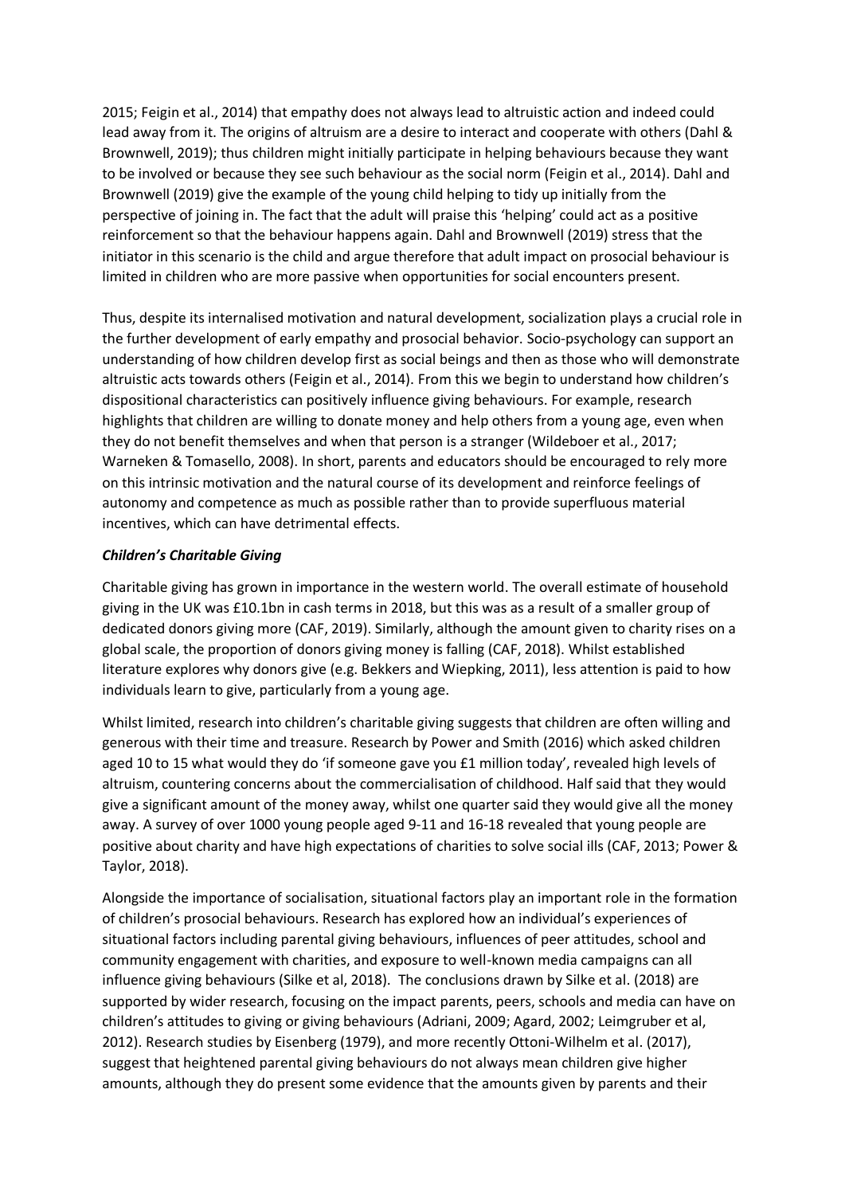2015; Feigin et al., 2014) that empathy does not always lead to altruistic action and indeed could lead away from it. The origins of altruism are a desire to interact and cooperate with others (Dahl & Brownwell, 2019); thus children might initially participate in helping behaviours because they want to be involved or because they see such behaviour as the social norm (Feigin et al., 2014). Dahl and Brownwell (2019) give the example of the young child helping to tidy up initially from the perspective of joining in. The fact that the adult will praise this 'helping' could act as a positive reinforcement so that the behaviour happens again. Dahl and Brownwell (2019) stress that the initiator in this scenario is the child and argue therefore that adult impact on prosocial behaviour is limited in children who are more passive when opportunities for social encounters present.

Thus, despite its internalised motivation and natural development, socialization plays a crucial role in the further development of early empathy and prosocial behavior. Socio-psychology can support an understanding of how children develop first as social beings and then as those who will demonstrate altruistic acts towards others (Feigin et al., 2014). From this we begin to understand how children's dispositional characteristics can positively influence giving behaviours. For example, research highlights that children are willing to donate money and help others from a young age, even when they do not benefit themselves and when that person is a stranger (Wildeboer et al., 2017; Warneken & Tomasello, 2008). In short, parents and educators should be encouraged to rely more on this intrinsic motivation and the natural course of its development and reinforce feelings of autonomy and competence as much as possible rather than to provide superfluous material incentives, which can have detrimental effects.

***Children's Charitable Giving***

Charitable giving has grown in importance in the western world. The overall estimate of household giving in the UK was £10.1bn in cash terms in 2018, but this was as a result of a smaller group of dedicated donors giving more (CAF, 2019). Similarly, although the amount given to charity rises on a global scale, the proportion of donors giving money is falling (CAF, 2018). Whilst established literature explores why donors give (e.g. Bekkers and Wiepking, 2011), less attention is paid to how individuals learn to give, particularly from a young age.

Whilst limited, research into children's charitable giving suggests that children are often willing and generous with their time and treasure. Research by Power and Smith (2016) which asked children aged 10 to 15 what would they do 'if someone gave you £1 million today', revealed high levels of altruism, countering concerns about the commercialisation of childhood. Half said that they would give a significant amount of the money away, whilst one quarter said they would give all the money away. A survey of over 1000 young people aged 9-11 and 16-18 revealed that young people are positive about charity and have high expectations of charities to solve social ills (CAF, 2013; Power & Taylor, 2018).

Alongside the importance of socialisation, situational factors play an important role in the formation of children's prosocial behaviours. Research has explored how an individual's experiences of situational factors including parental giving behaviours, influences of peer attitudes, school and community engagement with charities, and exposure to well-known media campaigns can all influence giving behaviours (Silke et al, 2018). The conclusions drawn by Silke et al. (2018) are supported by wider research, focusing on the impact parents, peers, schools and media can have on children's attitudes to giving or giving behaviours (Adriani, 2009; Agard, 2002; Leimgruber et al, 2012). Research studies by Eisenberg (1979), and more recently Ottoni-Wilhelm et al. (2017), suggest that heightened parental giving behaviours do not always mean children give higher amounts, although they do present some evidence that the amounts given by parents and their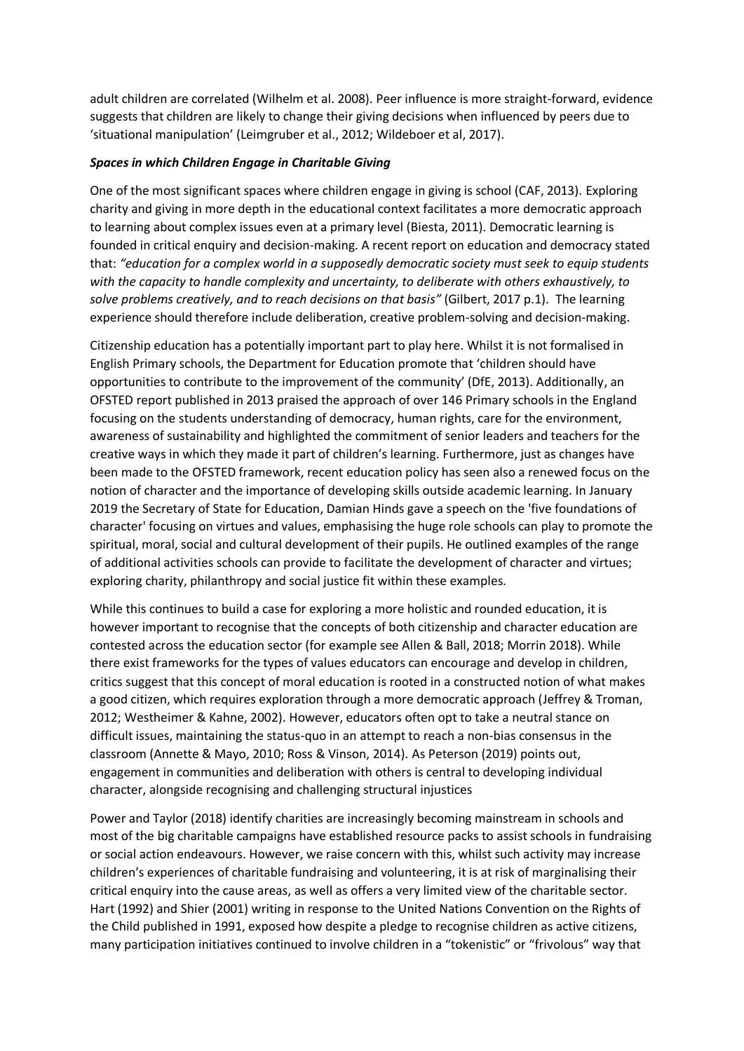adult children are correlated (Wilhelm et al. 2008). Peer influence is more straight-forward, evidence suggests that children are likely to change their giving decisions when influenced by peers due to 'situational manipulation' (Leimgruber et al., 2012; Wildeboer et al, 2017).

### *Spaces in which Children Engage in Charitable Giving*

One of the most significant spaces where children engage in giving is school (CAF, 2013). Exploring charity and giving in more depth in the educational context facilitates a more democratic approach to learning about complex issues even at a primary level (Biesta, 2011). Democratic learning is founded in critical enquiry and decision-making. A recent report on education and democracy stated that: *"education for a complex world in a supposedly democratic society must seek to equip students with the capacity to handle complexity and uncertainty, to deliberate with others exhaustively, to solve problems creatively, and to reach decisions on that basis"* (Gilbert, 2017 p.1). The learning experience should therefore include deliberation, creative problem-solving and decision-making.

Citizenship education has a potentially important part to play here. Whilst it is not formalised in English Primary schools, the Department for Education promote that 'children should have opportunities to contribute to the improvement of the community' (DfE, 2013). Additionally, an OFSTED report published in 2013 praised the approach of over 146 Primary schools in the England focusing on the students understanding of democracy, human rights, care for the environment, awareness of sustainability and highlighted the commitment of senior leaders and teachers for the creative ways in which they made it part of children's learning. Furthermore, just as changes have been made to the OFSTED framework, recent education policy has seen also a renewed focus on the notion of character and the importance of developing skills outside academic learning. In January 2019 the Secretary of State for Education, Damian Hinds gave a speech on the 'five foundations of character' focusing on virtues and values, emphasising the huge role schools can play to promote the spiritual, moral, social and cultural development of their pupils. He outlined examples of the range of additional activities schools can provide to facilitate the development of character and virtues; exploring charity, philanthropy and social justice fit within these examples.

While this continues to build a case for exploring a more holistic and rounded education, it is however important to recognise that the concepts of both citizenship and character education are contested across the education sector (for example see Allen & Ball, 2018; Morrin 2018). While there exist frameworks for the types of values educators can encourage and develop in children, critics suggest that this concept of moral education is rooted in a constructed notion of what makes a good citizen, which requires exploration through a more democratic approach (Jeffrey & Troman, 2012; Westheimer & Kahne, 2002). However, educators often opt to take a neutral stance on difficult issues, maintaining the status-quo in an attempt to reach a non-bias consensus in the classroom (Annette & Mayo, 2010; Ross & Vinson, 2014). As Peterson (2019) points out, engagement in communities and deliberation with others is central to developing individual character, alongside recognising and challenging structural injustices

Power and Taylor (2018) identify charities are increasingly becoming mainstream in schools and most of the big charitable campaigns have established resource packs to assist schools in fundraising or social action endeavours. However, we raise concern with this, whilst such activity may increase children's experiences of charitable fundraising and volunteering, it is at risk of marginalising their critical enquiry into the cause areas, as well as offers a very limited view of the charitable sector. Hart (1992) and Shier (2001) writing in response to the United Nations Convention on the Rights of the Child published in 1991, exposed how despite a pledge to recognise children as active citizens, many participation initiatives continued to involve children in a "tokenistic" or "frivolous" way that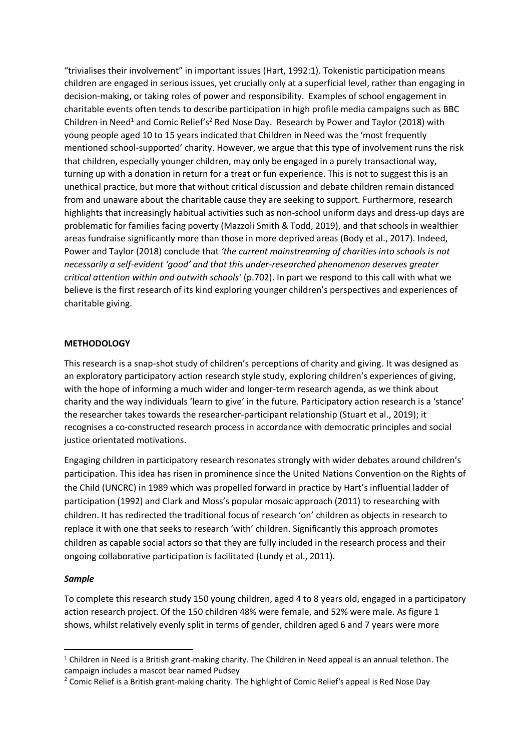"trivialises their involvement" in important issues (Hart, 1992:1). Tokenistic participation means children are engaged in serious issues, yet crucially only at a superficial level, rather than engaging in decision-making, or taking roles of power and responsibility. Examples of school engagement in charitable events often tends to describe participation in high profile media campaigns such as BBC Children in Need[1] and Comic Relief's[2] Red Nose Day. Research by Power and Taylor (2018) with young people aged 10 to 15 years indicated that Children in Need was the 'most frequently mentioned school-supported' charity. However, we argue that this type of involvement runs the risk that children, especially younger children, may only be engaged in a purely transactional way, turning up with a donation in return for a treat or fun experience. This is not to suggest this is an unethical practice, but more that without critical discussion and debate children remain distanced from and unaware about the charitable cause they are seeking to support. Furthermore, research highlights that increasingly habitual activities such as non-school uniform days and dress-up days are problematic for families facing poverty (Mazzoli Smith & Todd, 2019), and that schools in wealthier areas fundraise significantly more than those in more deprived areas (Body et al., 2017). Indeed, Power and Taylor (2018) conclude that *'the current mainstreaming of charities into schools is not necessarily a self-evident 'good' and that this under-researched phenomenon deserves greater critical attention within and outwith schools'* (p.702). In part we respond to this call with what we believe is the first research of its kind exploring younger children's perspectives and experiences of charitable giving.

## METHODOLOGY

This research is a snap-shot study of children's perceptions of charity and giving. It was designed as an exploratory participatory action research style study, exploring children's experiences of giving, with the hope of informing a much wider and longer-term research agenda, as we think about charity and the way individuals 'learn to give' in the future. Participatory action research is a 'stance' the researcher takes towards the researcher-participant relationship (Stuart et al., 2019); it recognises a co-constructed research process in accordance with democratic principles and social justice orientated motivations.

Engaging children in participatory research resonates strongly with wider debates around children's participation. This idea has risen in prominence since the United Nations Convention on the Rights of the Child (UNCRC) in 1989 which was propelled forward in practice by Hart's influential ladder of participation (1992) and Clark and Moss's popular mosaic approach (2011) to researching with children. It has redirected the traditional focus of research 'on' children as objects in research to replace it with one that seeks to research 'with' children. Significantly this approach promotes children as capable social actors so that they are fully included in the research process and their ongoing collaborative participation is facilitated (Lundy et al., 2011).

### *Sample*

To complete this research study 150 young children, aged 4 to 8 years old, engaged in a participatory action research project. Of the 150 children 48% were female, and 52% were male. As figure 1 shows, whilst relatively evenly split in terms of gender, children aged 6 and 7 years were more

---

[1] Children in Need is a British grant-making charity. The Children in Need appeal is an annual telethon. The campaign includes a mascot bear named Pudsey

[2] Comic Relief is a British grant-making charity. The highlight of Comic Relief's appeal is Red Nose Day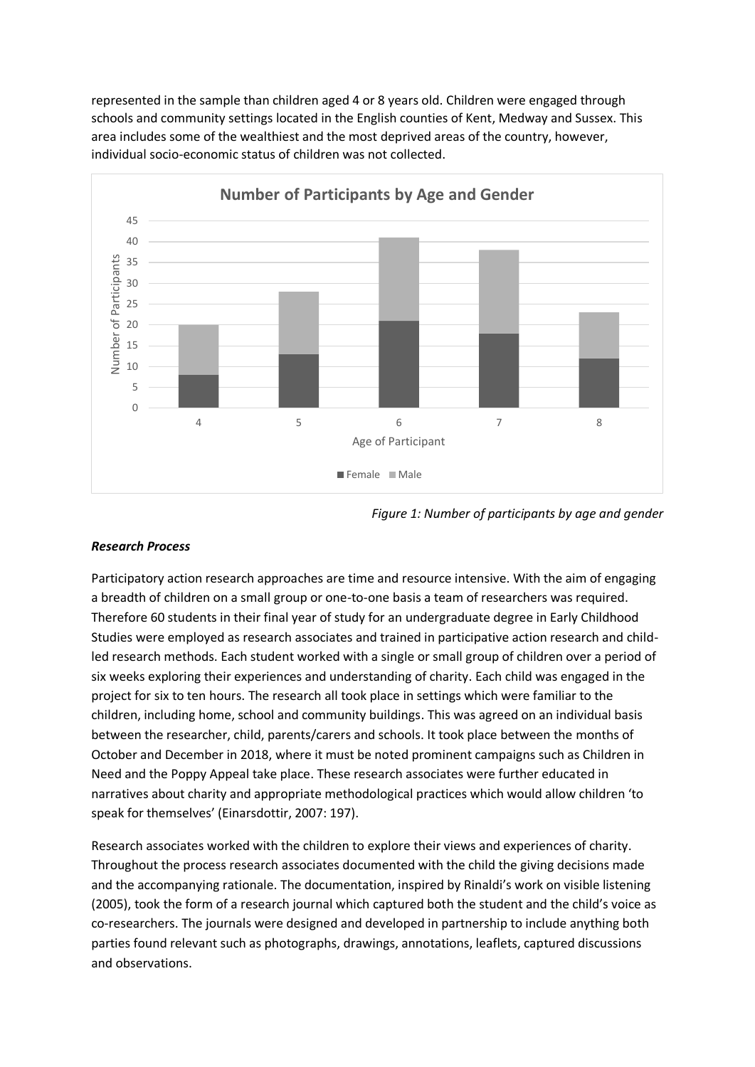represented in the sample than children aged 4 or 8 years old. Children were engaged through schools and community settings located in the English counties of Kent, Medway and Sussex. This area includes some of the wealthiest and the most deprived areas of the country, however, individual socio-economic status of children was not collected.

*Figure 1: Number of participants by age and gender*

### *Research Process*

Participatory action research approaches are time and resource intensive. With the aim of engaging a breadth of children on a small group or one-to-one basis a team of researchers was required. Therefore 60 students in their final year of study for an undergraduate degree in Early Childhood Studies were employed as research associates and trained in participative action research and child-led research methods. Each student worked with a single or small group of children over a period of six weeks exploring their experiences and understanding of charity. Each child was engaged in the project for six to ten hours. The research all took place in settings which were familiar to the children, including home, school and community buildings. This was agreed on an individual basis between the researcher, child, parents/carers and schools. It took place between the months of October and December in 2018, where it must be noted prominent campaigns such as Children in Need and the Poppy Appeal take place. These research associates were further educated in narratives about charity and appropriate methodological practices which would allow children 'to speak for themselves' (Einarsdottir, 2007: 197).

Research associates worked with the children to explore their views and experiences of charity. Throughout the process research associates documented with the child the giving decisions made and the accompanying rationale. The documentation, inspired by Rinaldi's work on visible listening (2005), took the form of a research journal which captured both the student and the child's voice as co-researchers. The journals were designed and developed in partnership to include anything both parties found relevant such as photographs, drawings, annotations, leaflets, captured discussions and observations.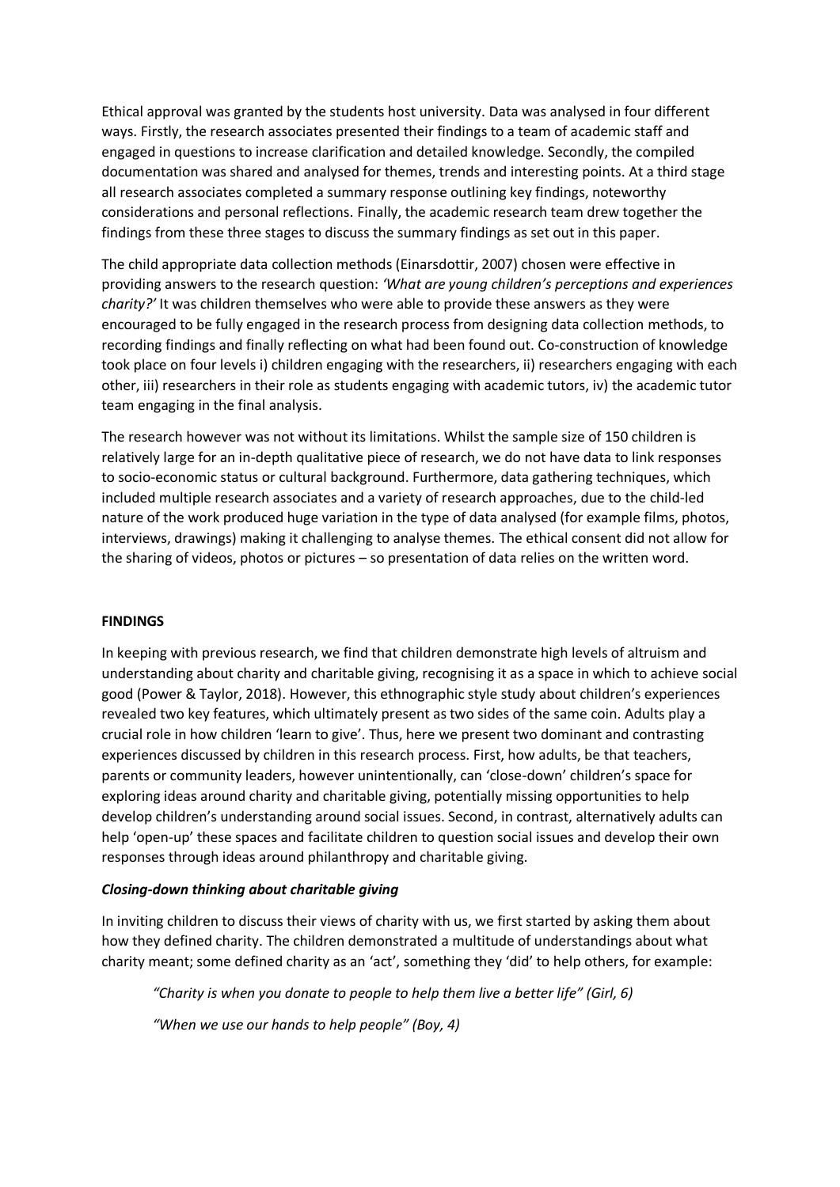Ethical approval was granted by the students host university. Data was analysed in four different ways. Firstly, the research associates presented their findings to a team of academic staff and engaged in questions to increase clarification and detailed knowledge. Secondly, the compiled documentation was shared and analysed for themes, trends and interesting points. At a third stage all research associates completed a summary response outlining key findings, noteworthy considerations and personal reflections. Finally, the academic research team drew together the findings from these three stages to discuss the summary findings as set out in this paper.

The child appropriate data collection methods (Einarsdottir, 2007) chosen were effective in providing answers to the research question: *'What are young children's perceptions and experiences charity?'* It was children themselves who were able to provide these answers as they were encouraged to be fully engaged in the research process from designing data collection methods, to recording findings and finally reflecting on what had been found out. Co-construction of knowledge took place on four levels i) children engaging with the researchers, ii) researchers engaging with each other, iii) researchers in their role as students engaging with academic tutors, iv) the academic tutor team engaging in the final analysis.

The research however was not without its limitations. Whilst the sample size of 150 children is relatively large for an in-depth qualitative piece of research, we do not have data to link responses to socio-economic status or cultural background. Furthermore, data gathering techniques, which included multiple research associates and a variety of research approaches, due to the child-led nature of the work produced huge variation in the type of data analysed (for example films, photos, interviews, drawings) making it challenging to analyse themes. The ethical consent did not allow for the sharing of videos, photos or pictures – so presentation of data relies on the written word.

## FINDINGS

In keeping with previous research, we find that children demonstrate high levels of altruism and understanding about charity and charitable giving, recognising it as a space in which to achieve social good (Power & Taylor, 2018). However, this ethnographic style study about children's experiences revealed two key features, which ultimately present as two sides of the same coin. Adults play a crucial role in how children 'learn to give'. Thus, here we present two dominant and contrasting experiences discussed by children in this research process. First, how adults, be that teachers, parents or community leaders, however unintentionally, can 'close-down' children's space for exploring ideas around charity and charitable giving, potentially missing opportunities to help develop children's understanding around social issues. Second, in contrast, alternatively adults can help 'open-up' these spaces and facilitate children to question social issues and develop their own responses through ideas around philanthropy and charitable giving.

### *Closing-down thinking about charitable giving*

In inviting children to discuss their views of charity with us, we first started by asking them about how they defined charity. The children demonstrated a multitude of understandings about what charity meant; some defined charity as an 'act', something they 'did' to help others, for example:

> *"Charity is when you donate to people to help them live a better life" (Girl, 6)*
>
> *"When we use our hands to help people" (Boy, 4)*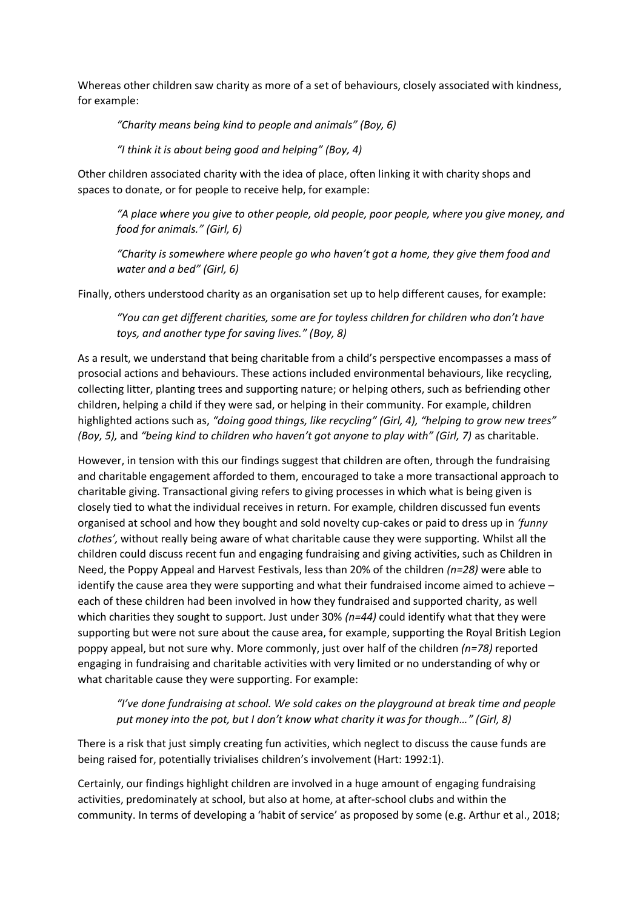Whereas other children saw charity as more of a set of behaviours, closely associated with kindness, for example:

> *"Charity means being kind to people and animals" (Boy, 6)*
>
> *"I think it is about being good and helping" (Boy, 4)*

Other children associated charity with the idea of place, often linking it with charity shops and spaces to donate, or for people to receive help, for example:

> *"A place where you give to other people, old people, poor people, where you give money, and food for animals." (Girl, 6)*
>
> *"Charity is somewhere where people go who haven't got a home, they give them food and water and a bed" (Girl, 6)*

Finally, others understood charity as an organisation set up to help different causes, for example:

> *"You can get different charities, some are for toyless children for children who don't have toys, and another type for saving lives." (Boy, 8)*

As a result, we understand that being charitable from a child's perspective encompasses a mass of prosocial actions and behaviours. These actions included environmental behaviours, like recycling, collecting litter, planting trees and supporting nature; or helping others, such as befriending other children, helping a child if they were sad, or helping in their community. For example, children highlighted actions such as, *"doing good things, like recycling" (Girl, 4), "helping to grow new trees" (Boy, 5),* and *"being kind to children who haven't got anyone to play with" (Girl, 7)* as charitable.

However, in tension with this our findings suggest that children are often, through the fundraising and charitable engagement afforded to them, encouraged to take a more transactional approach to charitable giving. Transactional giving refers to giving processes in which what is being given is closely tied to what the individual receives in return. For example, children discussed fun events organised at school and how they bought and sold novelty cup-cakes or paid to dress up in *'funny clothes',* without really being aware of what charitable cause they were supporting. Whilst all the children could discuss recent fun and engaging fundraising and giving activities, such as Children in Need, the Poppy Appeal and Harvest Festivals, less than 20% of the children *(n=28)* were able to identify the cause area they were supporting and what their fundraised income aimed to achieve – each of these children had been involved in how they fundraised and supported charity, as well which charities they sought to support. Just under 30% *(n=44)* could identify what that they were supporting but were not sure about the cause area, for example, supporting the Royal British Legion poppy appeal, but not sure why. More commonly, just over half of the children *(n=78)* reported engaging in fundraising and charitable activities with very limited or no understanding of why or what charitable cause they were supporting. For example:

> *"I've done fundraising at school. We sold cakes on the playground at break time and people put money into the pot, but I don't know what charity it was for though…" (Girl, 8)*

There is a risk that just simply creating fun activities, which neglect to discuss the cause funds are being raised for, potentially trivialises children's involvement (Hart: 1992:1).

Certainly, our findings highlight children are involved in a huge amount of engaging fundraising activities, predominately at school, but also at home, at after-school clubs and within the community. In terms of developing a 'habit of service' as proposed by some (e.g. Arthur et al., 2018;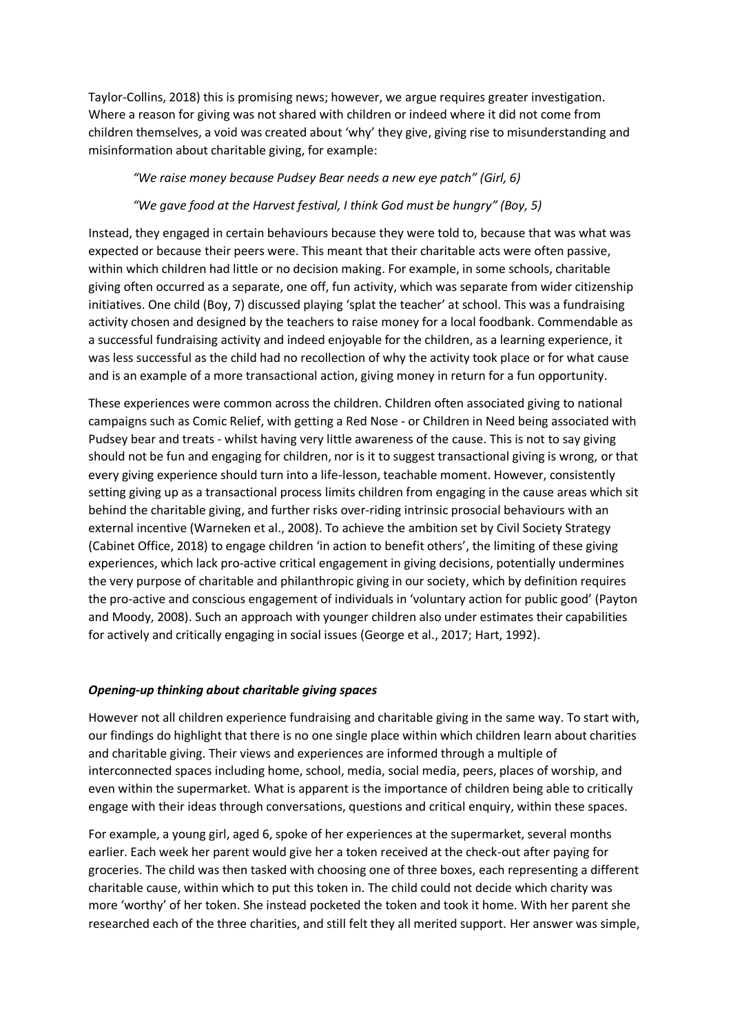Taylor-Collins, 2018) this is promising news; however, we argue requires greater investigation. Where a reason for giving was not shared with children or indeed where it did not come from children themselves, a void was created about 'why' they give, giving rise to misunderstanding and misinformation about charitable giving, for example:

> *"We raise money because Pudsey Bear needs a new eye patch" (Girl, 6)*
>
> *"We gave food at the Harvest festival, I think God must be hungry" (Boy, 5)*

Instead, they engaged in certain behaviours because they were told to, because that was what was expected or because their peers were. This meant that their charitable acts were often passive, within which children had little or no decision making. For example, in some schools, charitable giving often occurred as a separate, one off, fun activity, which was separate from wider citizenship initiatives. One child (Boy, 7) discussed playing 'splat the teacher' at school. This was a fundraising activity chosen and designed by the teachers to raise money for a local foodbank. Commendable as a successful fundraising activity and indeed enjoyable for the children, as a learning experience, it was less successful as the child had no recollection of why the activity took place or for what cause and is an example of a more transactional action, giving money in return for a fun opportunity.

These experiences were common across the children. Children often associated giving to national campaigns such as Comic Relief, with getting a Red Nose - or Children in Need being associated with Pudsey bear and treats - whilst having very little awareness of the cause. This is not to say giving should not be fun and engaging for children, nor is it to suggest transactional giving is wrong, or that every giving experience should turn into a life-lesson, teachable moment. However, consistently setting giving up as a transactional process limits children from engaging in the cause areas which sit behind the charitable giving, and further risks over-riding intrinsic prosocial behaviours with an external incentive (Warneken et al., 2008). To achieve the ambition set by Civil Society Strategy (Cabinet Office, 2018) to engage children 'in action to benefit others', the limiting of these giving experiences, which lack pro-active critical engagement in giving decisions, potentially undermines the very purpose of charitable and philanthropic giving in our society, which by definition requires the pro-active and conscious engagement of individuals in 'voluntary action for public good' (Payton and Moody, 2008). Such an approach with younger children also under estimates their capabilities for actively and critically engaging in social issues (George et al., 2017; Hart, 1992).

### *Opening-up thinking about charitable giving spaces*

However not all children experience fundraising and charitable giving in the same way. To start with, our findings do highlight that there is no one single place within which children learn about charities and charitable giving. Their views and experiences are informed through a multiple of interconnected spaces including home, school, media, social media, peers, places of worship, and even within the supermarket. What is apparent is the importance of children being able to critically engage with their ideas through conversations, questions and critical enquiry, within these spaces.

For example, a young girl, aged 6, spoke of her experiences at the supermarket, several months earlier. Each week her parent would give her a token received at the check-out after paying for groceries. The child was then tasked with choosing one of three boxes, each representing a different charitable cause, within which to put this token in. The child could not decide which charity was more 'worthy' of her token. She instead pocketed the token and took it home. With her parent she researched each of the three charities, and still felt they all merited support. Her answer was simple,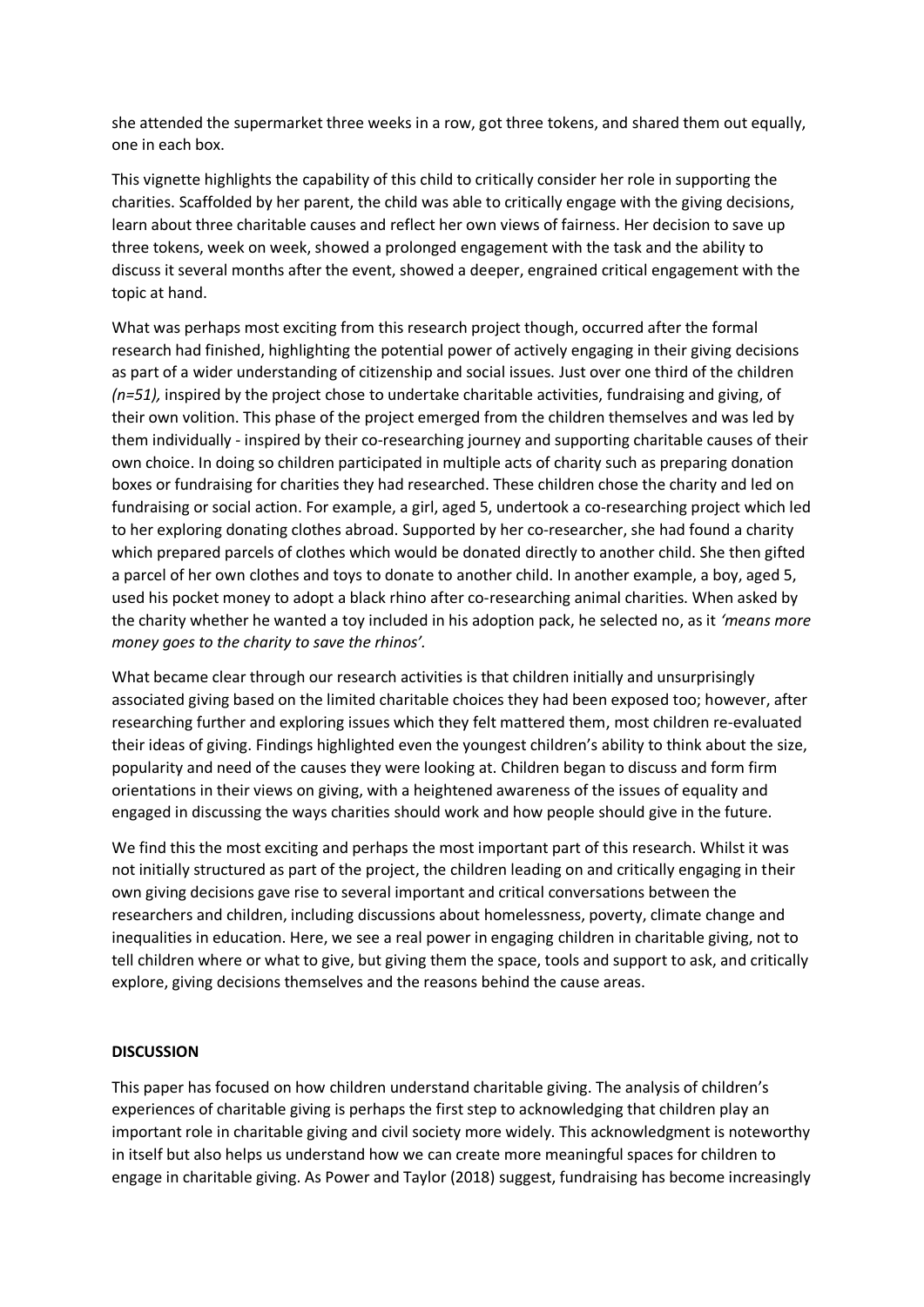she attended the supermarket three weeks in a row, got three tokens, and shared them out equally, one in each box.

This vignette highlights the capability of this child to critically consider her role in supporting the charities. Scaffolded by her parent, the child was able to critically engage with the giving decisions, learn about three charitable causes and reflect her own views of fairness. Her decision to save up three tokens, week on week, showed a prolonged engagement with the task and the ability to discuss it several months after the event, showed a deeper, engrained critical engagement with the topic at hand.

What was perhaps most exciting from this research project though, occurred after the formal research had finished, highlighting the potential power of actively engaging in their giving decisions as part of a wider understanding of citizenship and social issues. Just over one third of the children *(n=51),* inspired by the project chose to undertake charitable activities, fundraising and giving, of their own volition. This phase of the project emerged from the children themselves and was led by them individually - inspired by their co-researching journey and supporting charitable causes of their own choice. In doing so children participated in multiple acts of charity such as preparing donation boxes or fundraising for charities they had researched. These children chose the charity and led on fundraising or social action. For example, a girl, aged 5, undertook a co-researching project which led to her exploring donating clothes abroad. Supported by her co-researcher, she had found a charity which prepared parcels of clothes which would be donated directly to another child. She then gifted a parcel of her own clothes and toys to donate to another child. In another example, a boy, aged 5, used his pocket money to adopt a black rhino after co-researching animal charities. When asked by the charity whether he wanted a toy included in his adoption pack, he selected no, as it *'means more money goes to the charity to save the rhinos'.*

What became clear through our research activities is that children initially and unsurprisingly associated giving based on the limited charitable choices they had been exposed too; however, after researching further and exploring issues which they felt mattered them, most children re-evaluated their ideas of giving. Findings highlighted even the youngest children's ability to think about the size, popularity and need of the causes they were looking at. Children began to discuss and form firm orientations in their views on giving, with a heightened awareness of the issues of equality and engaged in discussing the ways charities should work and how people should give in the future.

We find this the most exciting and perhaps the most important part of this research. Whilst it was not initially structured as part of the project, the children leading on and critically engaging in their own giving decisions gave rise to several important and critical conversations between the researchers and children, including discussions about homelessness, poverty, climate change and inequalities in education. Here, we see a real power in engaging children in charitable giving, not to tell children where or what to give, but giving them the space, tools and support to ask, and critically explore, giving decisions themselves and the reasons behind the cause areas.

## DISCUSSION

This paper has focused on how children understand charitable giving. The analysis of children's experiences of charitable giving is perhaps the first step to acknowledging that children play an important role in charitable giving and civil society more widely. This acknowledgment is noteworthy in itself but also helps us understand how we can create more meaningful spaces for children to engage in charitable giving. As Power and Taylor (2018) suggest, fundraising has become increasingly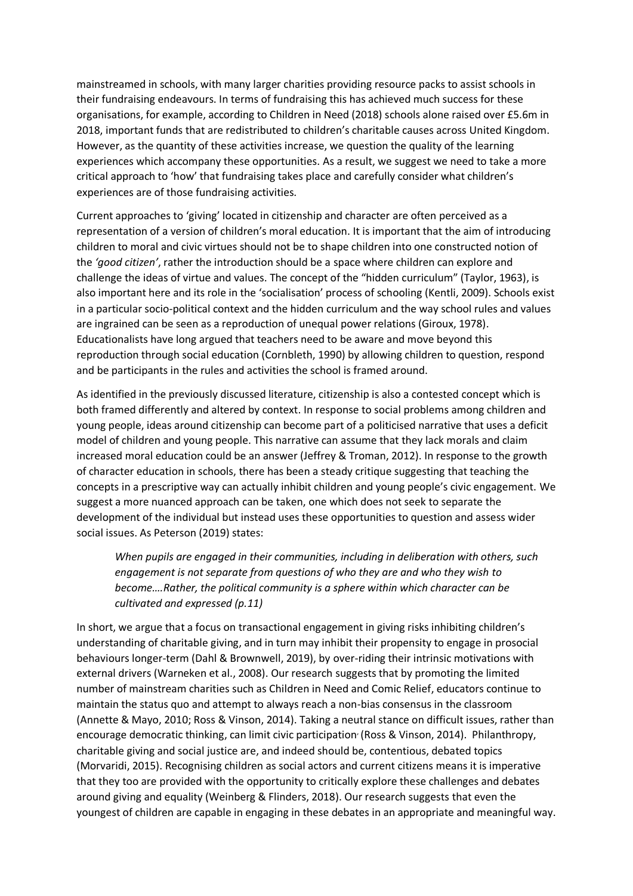mainstreamed in schools, with many larger charities providing resource packs to assist schools in their fundraising endeavours. In terms of fundraising this has achieved much success for these organisations, for example, according to Children in Need (2018) schools alone raised over £5.6m in 2018, important funds that are redistributed to children's charitable causes across United Kingdom. However, as the quantity of these activities increase, we question the quality of the learning experiences which accompany these opportunities. As a result, we suggest we need to take a more critical approach to 'how' that fundraising takes place and carefully consider what children's experiences are of those fundraising activities.

Current approaches to 'giving' located in citizenship and character are often perceived as a representation of a version of children's moral education. It is important that the aim of introducing children to moral and civic virtues should not be to shape children into one constructed notion of the *'good citizen'*, rather the introduction should be a space where children can explore and challenge the ideas of virtue and values. The concept of the "hidden curriculum" (Taylor, 1963), is also important here and its role in the 'socialisation' process of schooling (Kentli, 2009). Schools exist in a particular socio-political context and the hidden curriculum and the way school rules and values are ingrained can be seen as a reproduction of unequal power relations (Giroux, 1978). Educationalists have long argued that teachers need to be aware and move beyond this reproduction through social education (Cornbleth, 1990) by allowing children to question, respond and be participants in the rules and activities the school is framed around.

As identified in the previously discussed literature, citizenship is also a contested concept which is both framed differently and altered by context. In response to social problems among children and young people, ideas around citizenship can become part of a politicised narrative that uses a deficit model of children and young people. This narrative can assume that they lack morals and claim increased moral education could be an answer (Jeffrey & Troman, 2012). In response to the growth of character education in schools, there has been a steady critique suggesting that teaching the concepts in a prescriptive way can actually inhibit children and young people's civic engagement. We suggest a more nuanced approach can be taken, one which does not seek to separate the development of the individual but instead uses these opportunities to question and assess wider social issues. As Peterson (2019) states:

> *When pupils are engaged in their communities, including in deliberation with others, such engagement is not separate from questions of who they are and who they wish to become….Rather, the political community is a sphere within which character can be cultivated and expressed (p.11)*

In short, we argue that a focus on transactional engagement in giving risks inhibiting children's understanding of charitable giving, and in turn may inhibit their propensity to engage in prosocial behaviours longer-term (Dahl & Brownwell, 2019), by over-riding their intrinsic motivations with external drivers (Warneken et al., 2008). Our research suggests that by promoting the limited number of mainstream charities such as Children in Need and Comic Relief, educators continue to maintain the status quo and attempt to always reach a non-bias consensus in the classroom (Annette & Mayo, 2010; Ross & Vinson, 2014). Taking a neutral stance on difficult issues, rather than encourage democratic thinking, can limit civic participation (Ross & Vinson, 2014). Philanthropy, charitable giving and social justice are, and indeed should be, contentious, debated topics (Morvaridi, 2015). Recognising children as social actors and current citizens means it is imperative that they too are provided with the opportunity to critically explore these challenges and debates around giving and equality (Weinberg & Flinders, 2018). Our research suggests that even the youngest of children are capable in engaging in these debates in an appropriate and meaningful way.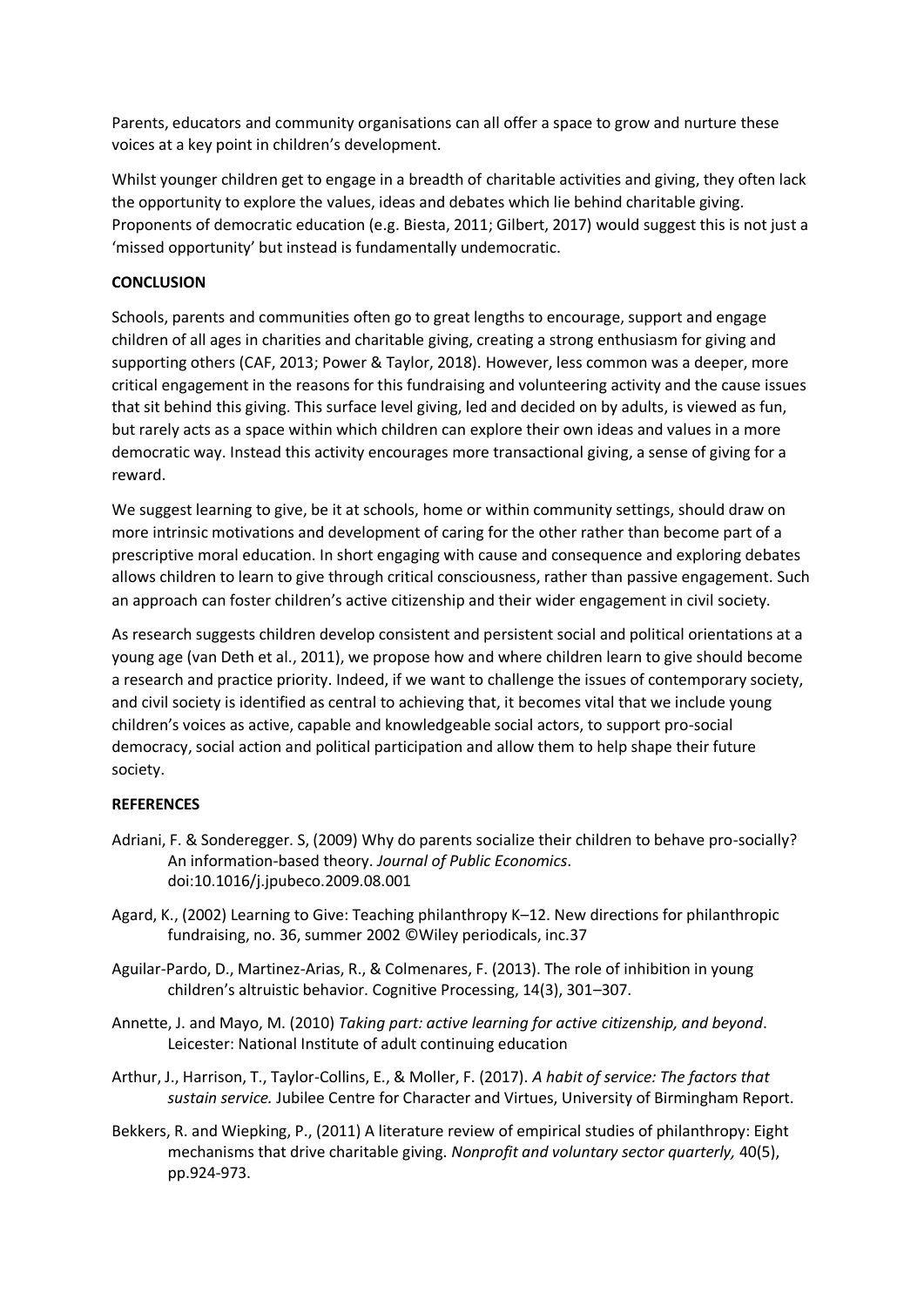Parents, educators and community organisations can all offer a space to grow and nurture these voices at a key point in children's development.

Whilst younger children get to engage in a breadth of charitable activities and giving, they often lack the opportunity to explore the values, ideas and debates which lie behind charitable giving. Proponents of democratic education (e.g. Biesta, 2011; Gilbert, 2017) would suggest this is not just a 'missed opportunity' but instead is fundamentally undemocratic.

## CONCLUSION

Schools, parents and communities often go to great lengths to encourage, support and engage children of all ages in charities and charitable giving, creating a strong enthusiasm for giving and supporting others (CAF, 2013; Power & Taylor, 2018). However, less common was a deeper, more critical engagement in the reasons for this fundraising and volunteering activity and the cause issues that sit behind this giving. This surface level giving, led and decided on by adults, is viewed as fun, but rarely acts as a space within which children can explore their own ideas and values in a more democratic way. Instead this activity encourages more transactional giving, a sense of giving for a reward.

We suggest learning to give, be it at schools, home or within community settings, should draw on more intrinsic motivations and development of caring for the other rather than become part of a prescriptive moral education. In short engaging with cause and consequence and exploring debates allows children to learn to give through critical consciousness, rather than passive engagement. Such an approach can foster children's active citizenship and their wider engagement in civil society.

As research suggests children develop consistent and persistent social and political orientations at a young age (van Deth et al., 2011), we propose how and where children learn to give should become a research and practice priority. Indeed, if we want to challenge the issues of contemporary society, and civil society is identified as central to achieving that, it becomes vital that we include young children's voices as active, capable and knowledgeable social actors, to support pro-social democracy, social action and political participation and allow them to help shape their future society.

## REFERENCES

Adriani, F. & Sonderegger. S, (2009) Why do parents socialize their children to behave pro-socially? An information-based theory. *Journal of Public Economics*. doi:10.1016/j.jpubeco.2009.08.001

Agard, K., (2002) Learning to Give: Teaching philanthropy K–12. New directions for philanthropic fundraising, no. 36, summer 2002 ©Wiley periodicals, inc.37

Aguilar-Pardo, D., Martinez-Arias, R., & Colmenares, F. (2013). The role of inhibition in young children's altruistic behavior. Cognitive Processing, 14(3), 301–307.

Annette, J. and Mayo, M. (2010) *Taking part: active learning for active citizenship, and beyond*. Leicester: National Institute of adult continuing education

Arthur, J., Harrison, T., Taylor-Collins, E., & Moller, F. (2017). *A habit of service: The factors that sustain service.* Jubilee Centre for Character and Virtues, University of Birmingham Report.

Bekkers, R. and Wiepking, P., (2011) A literature review of empirical studies of philanthropy: Eight mechanisms that drive charitable giving. *Nonprofit and voluntary sector quarterly,* 40(5), pp.924-973.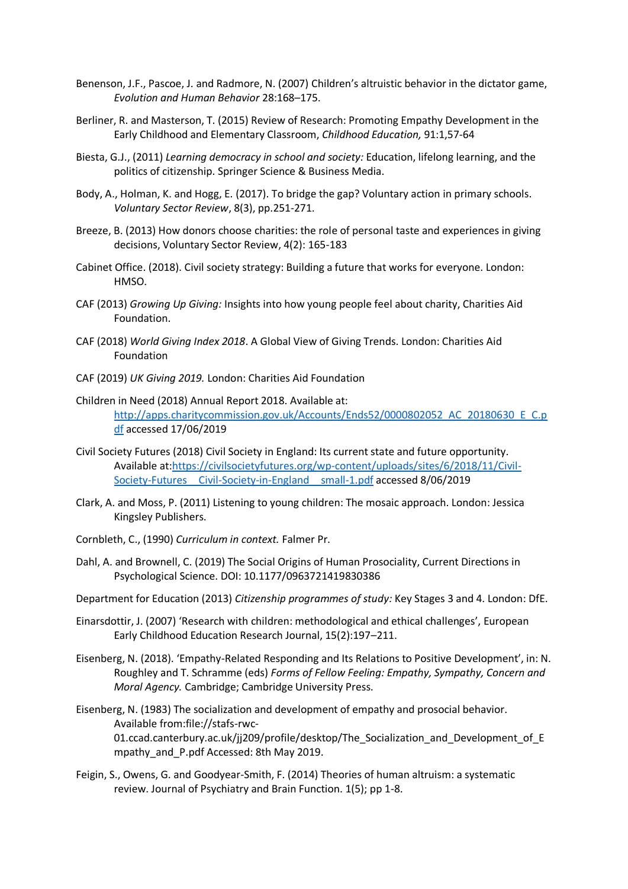Benenson, J.F., Pascoe, J. and Radmore, N. (2007) Children's altruistic behavior in the dictator game, *Evolution and Human Behavior* 28:168–175.

Berliner, R. and Masterson, T. (2015) Review of Research: Promoting Empathy Development in the Early Childhood and Elementary Classroom, *Childhood Education,* 91:1,57-64

Biesta, G.J., (2011) *Learning democracy in school and society:* Education, lifelong learning, and the politics of citizenship. Springer Science & Business Media.

Body, A., Holman, K. and Hogg, E. (2017). To bridge the gap? Voluntary action in primary schools. *Voluntary Sector Review*, 8(3), pp.251-271.

Breeze, B. (2013) How donors choose charities: the role of personal taste and experiences in giving decisions, Voluntary Sector Review, 4(2): 165-183

Cabinet Office. (2018). Civil society strategy: Building a future that works for everyone. London: HMSO.

CAF (2013) *Growing Up Giving:* Insights into how young people feel about charity, Charities Aid Foundation.

CAF (2018) *World Giving Index 2018*. A Global View of Giving Trends. London: Charities Aid Foundation

CAF (2019) *UK Giving 2019.* London: Charities Aid Foundation

Children in Need (2018) Annual Report 2018. Available at: http://apps.charitycommission.gov.uk/Accounts/Ends52/0000802052_AC_20180630_E_C.pdf accessed 17/06/2019

Civil Society Futures (2018) Civil Society in England: Its current state and future opportunity. Available at:https://civilsocietyfutures.org/wp-content/uploads/sites/6/2018/11/Civil-Society-Futures__Civil-Society-in-England__small-1.pdf accessed 8/06/2019

Clark, A. and Moss, P. (2011) Listening to young children: The mosaic approach. London: Jessica Kingsley Publishers.

Cornbleth, C., (1990) *Curriculum in context.* Falmer Pr.

Dahl, A. and Brownell, C. (2019) The Social Origins of Human Prosociality, Current Directions in Psychological Science. DOI: 10.1177/0963721419830386

Department for Education (2013) *Citizenship programmes of study:* Key Stages 3 and 4. London: DfE.

Einarsdottir, J. (2007) 'Research with children: methodological and ethical challenges', European Early Childhood Education Research Journal, 15(2):197–211.

Eisenberg, N. (2018). 'Empathy-Related Responding and Its Relations to Positive Development', in: N. Roughley and T. Schramme (eds) *Forms of Fellow Feeling: Empathy, Sympathy, Concern and Moral Agency.* Cambridge; Cambridge University Press.

Eisenberg, N. (1983) The socialization and development of empathy and prosocial behavior. Available from:file://stafs-rwc-01.ccad.canterbury.ac.uk/jj209/profile/desktop/The_Socialization_and_Development_of_Empathy_and_P.pdf Accessed: 8th May 2019.

Feigin, S., Owens, G. and Goodyear-Smith, F. (2014) Theories of human altruism: a systematic review. Journal of Psychiatry and Brain Function. 1(5); pp 1-8.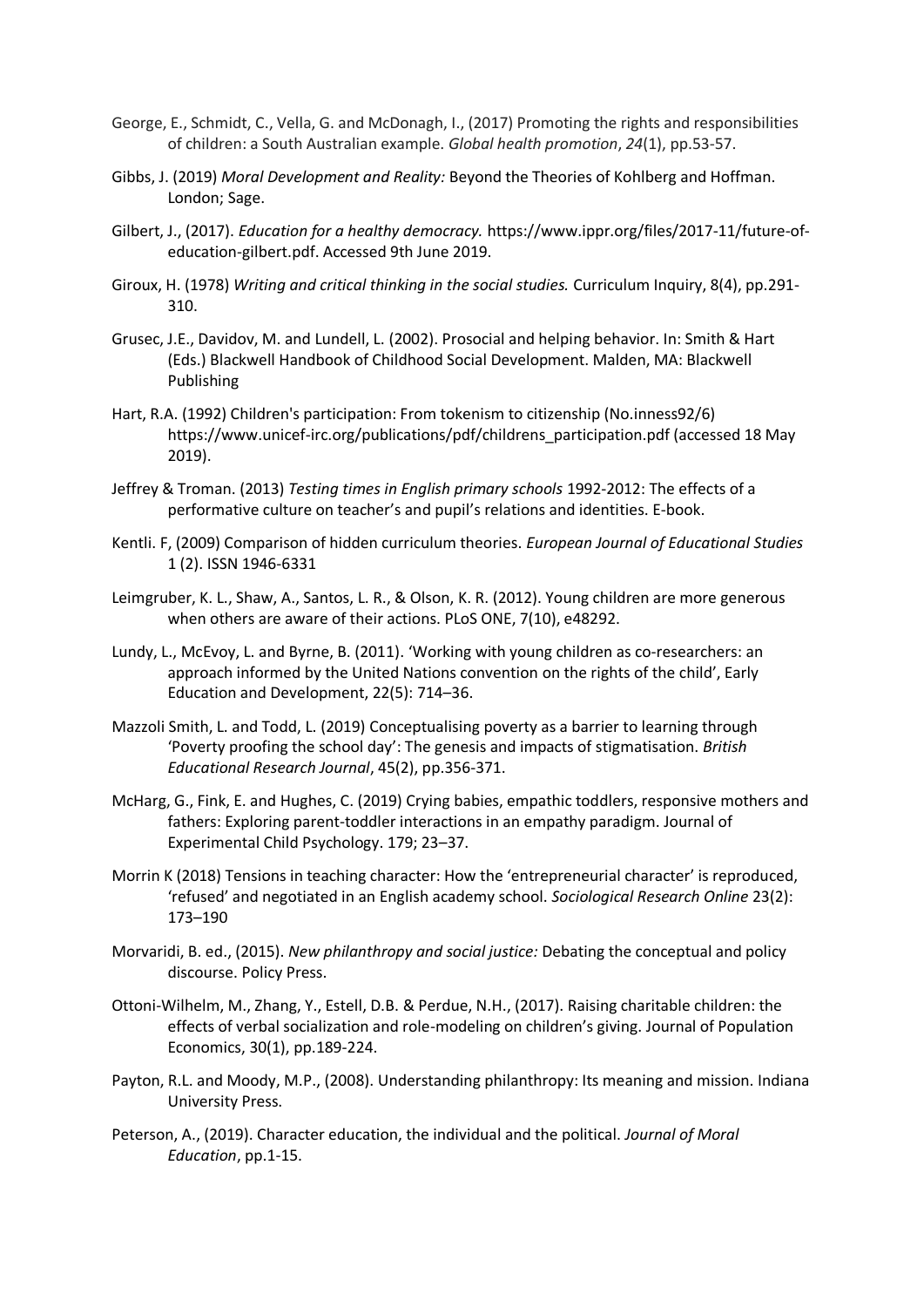George, E., Schmidt, C., Vella, G. and McDonagh, I., (2017) Promoting the rights and responsibilities of children: a South Australian example. *Global health promotion*, *24*(1), pp.53-57.

Gibbs, J. (2019) *Moral Development and Reality:* Beyond the Theories of Kohlberg and Hoffman. London; Sage.

Gilbert, J., (2017). *Education for a healthy democracy.* https://www.ippr.org/files/2017-11/future-of-education-gilbert.pdf. Accessed 9th June 2019.

Giroux, H. (1978) *Writing and critical thinking in the social studies.* Curriculum Inquiry, 8(4), pp.291-310.

Grusec, J.E., Davidov, M. and Lundell, L. (2002). Prosocial and helping behavior. In: Smith & Hart (Eds.) Blackwell Handbook of Childhood Social Development. Malden, MA: Blackwell Publishing

Hart, R.A. (1992) Children's participation: From tokenism to citizenship (No.inness92/6) https://www.unicef-irc.org/publications/pdf/childrens_participation.pdf (accessed 18 May 2019).

Jeffrey & Troman. (2013) *Testing times in English primary schools* 1992-2012: The effects of a performative culture on teacher's and pupil's relations and identities. E-book.

Kentli. F, (2009) Comparison of hidden curriculum theories. *European Journal of Educational Studies* 1 (2). ISSN 1946-6331

Leimgruber, K. L., Shaw, A., Santos, L. R., & Olson, K. R. (2012). Young children are more generous when others are aware of their actions. PLoS ONE, 7(10), e48292.

Lundy, L., McEvoy, L. and Byrne, B. (2011). 'Working with young children as co-researchers: an approach informed by the United Nations convention on the rights of the child', Early Education and Development, 22(5): 714–36.

Mazzoli Smith, L. and Todd, L. (2019) Conceptualising poverty as a barrier to learning through 'Poverty proofing the school day': The genesis and impacts of stigmatisation. *British Educational Research Journal*, 45(2), pp.356-371.

McHarg, G., Fink, E. and Hughes, C. (2019) Crying babies, empathic toddlers, responsive mothers and fathers: Exploring parent-toddler interactions in an empathy paradigm. Journal of Experimental Child Psychology. 179; 23–37.

Morrin K (2018) Tensions in teaching character: How the 'entrepreneurial character' is reproduced, 'refused' and negotiated in an English academy school. *Sociological Research Online* 23(2): 173–190

Morvaridi, B. ed., (2015). *New philanthropy and social justice:* Debating the conceptual and policy discourse. Policy Press.

Ottoni-Wilhelm, M., Zhang, Y., Estell, D.B. & Perdue, N.H., (2017). Raising charitable children: the effects of verbal socialization and role-modeling on children's giving. Journal of Population Economics, 30(1), pp.189-224.

Payton, R.L. and Moody, M.P., (2008). Understanding philanthropy: Its meaning and mission. Indiana University Press.

Peterson, A., (2019). Character education, the individual and the political. *Journal of Moral Education*, pp.1-15.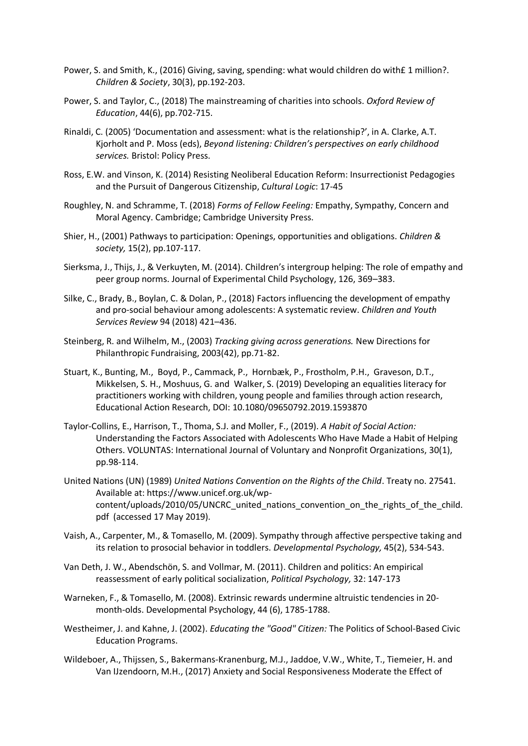Power, S. and Smith, K., (2016) Giving, saving, spending: what would children do with£ 1 million?. *Children & Society*, 30(3), pp.192-203.

Power, S. and Taylor, C., (2018) The mainstreaming of charities into schools. *Oxford Review of Education*, 44(6), pp.702-715.

Rinaldi, C. (2005) 'Documentation and assessment: what is the relationship?', in A. Clarke, A.T. Kjorholt and P. Moss (eds), *Beyond listening: Children's perspectives on early childhood services.* Bristol: Policy Press.

Ross, E.W. and Vinson, K. (2014) Resisting Neoliberal Education Reform: Insurrectionist Pedagogies and the Pursuit of Dangerous Citizenship, *Cultural Logic*: 17-45

Roughley, N. and Schramme, T. (2018) *Forms of Fellow Feeling:* Empathy, Sympathy, Concern and Moral Agency. Cambridge; Cambridge University Press.

Shier, H., (2001) Pathways to participation: Openings, opportunities and obligations. *Children & society,* 15(2), pp.107-117.

Sierksma, J., Thijs, J., & Verkuyten, M. (2014). Children's intergroup helping: The role of empathy and peer group norms. Journal of Experimental Child Psychology, 126, 369–383.

Silke, C., Brady, B., Boylan, C. & Dolan, P., (2018) Factors influencing the development of empathy and pro-social behaviour among adolescents: A systematic review. *Children and Youth Services Review* 94 (2018) 421–436.

Steinberg, R. and Wilhelm, M., (2003) *Tracking giving across generations.* New Directions for Philanthropic Fundraising, 2003(42), pp.71-82.

Stuart, K., Bunting, M., Boyd, P., Cammack, P., Hornbæk, P., Frostholm, P.H., Graveson, D.T., Mikkelsen, S. H., Moshuus, G. and Walker, S. (2019) Developing an equalities literacy for practitioners working with children, young people and families through action research, Educational Action Research, DOI: 10.1080/09650792.2019.1593870

Taylor-Collins, E., Harrison, T., Thoma, S.J. and Moller, F., (2019). *A Habit of Social Action:* Understanding the Factors Associated with Adolescents Who Have Made a Habit of Helping Others. VOLUNTAS: International Journal of Voluntary and Nonprofit Organizations, 30(1), pp.98-114.

United Nations (UN) (1989) *United Nations Convention on the Rights of the Child*. Treaty no. 27541. Available at: https://www.unicef.org.uk/wp-content/uploads/2010/05/UNCRC_united_nations_convention_on_the_rights_of_the_child.pdf (accessed 17 May 2019).

Vaish, A., Carpenter, M., & Tomasello, M. (2009). Sympathy through affective perspective taking and its relation to prosocial behavior in toddlers. *Developmental Psychology,* 45(2), 534-543.

Van Deth, J. W., Abendschön, S. and Vollmar, M. (2011). Children and politics: An empirical reassessment of early political socialization, *Political Psychology,* 32: 147-173

Warneken, F., & Tomasello, M. (2008). Extrinsic rewards undermine altruistic tendencies in 20-month-olds. Developmental Psychology, 44 (6), 1785-1788.

Westheimer, J. and Kahne, J. (2002). *Educating the "Good" Citizen:* The Politics of School-Based Civic Education Programs.

Wildeboer, A., Thijssen, S., Bakermans-Kranenburg, M.J., Jaddoe, V.W., White, T., Tiemeier, H. and Van IJzendoorn, M.H., (2017) Anxiety and Social Responsiveness Moderate the Effect of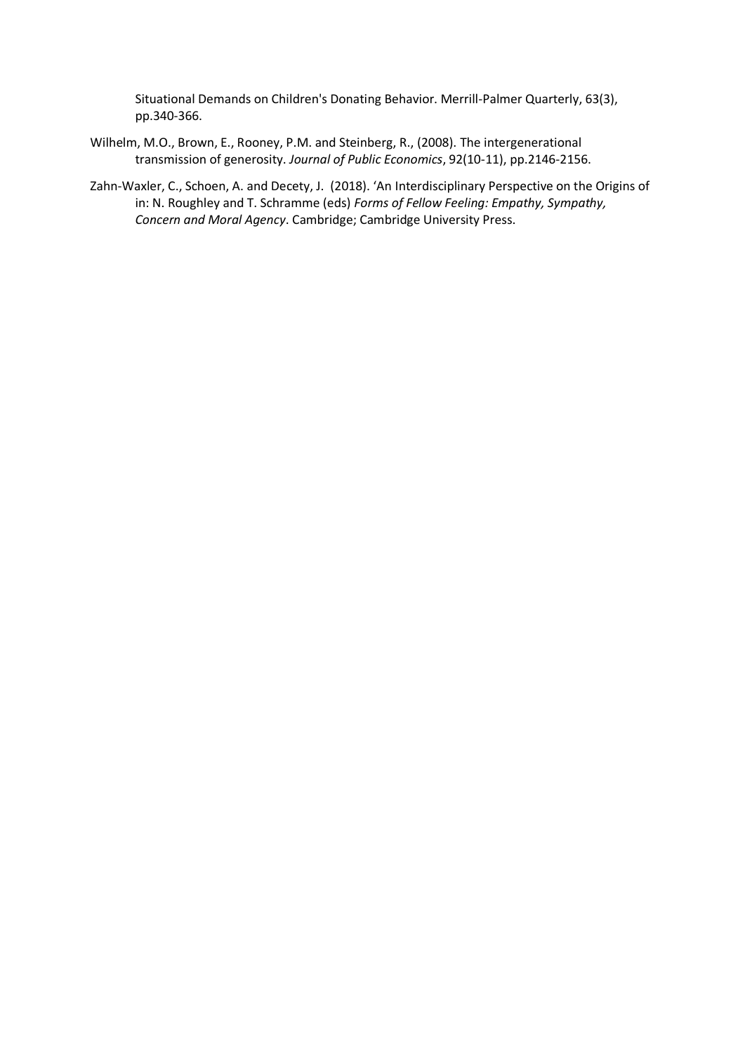Situational Demands on Children's Donating Behavior. Merrill-Palmer Quarterly, 63(3), pp.340-366.

Wilhelm, M.O., Brown, E., Rooney, P.M. and Steinberg, R., (2008). The intergenerational transmission of generosity. *Journal of Public Economics*, 92(10-11), pp.2146-2156.

Zahn-Waxler, C., Schoen, A. and Decety, J. (2018). 'An Interdisciplinary Perspective on the Origins of in: N. Roughley and T. Schramme (eds) *Forms of Fellow Feeling: Empathy, Sympathy, Concern and Moral Agency*. Cambridge; Cambridge University Press.